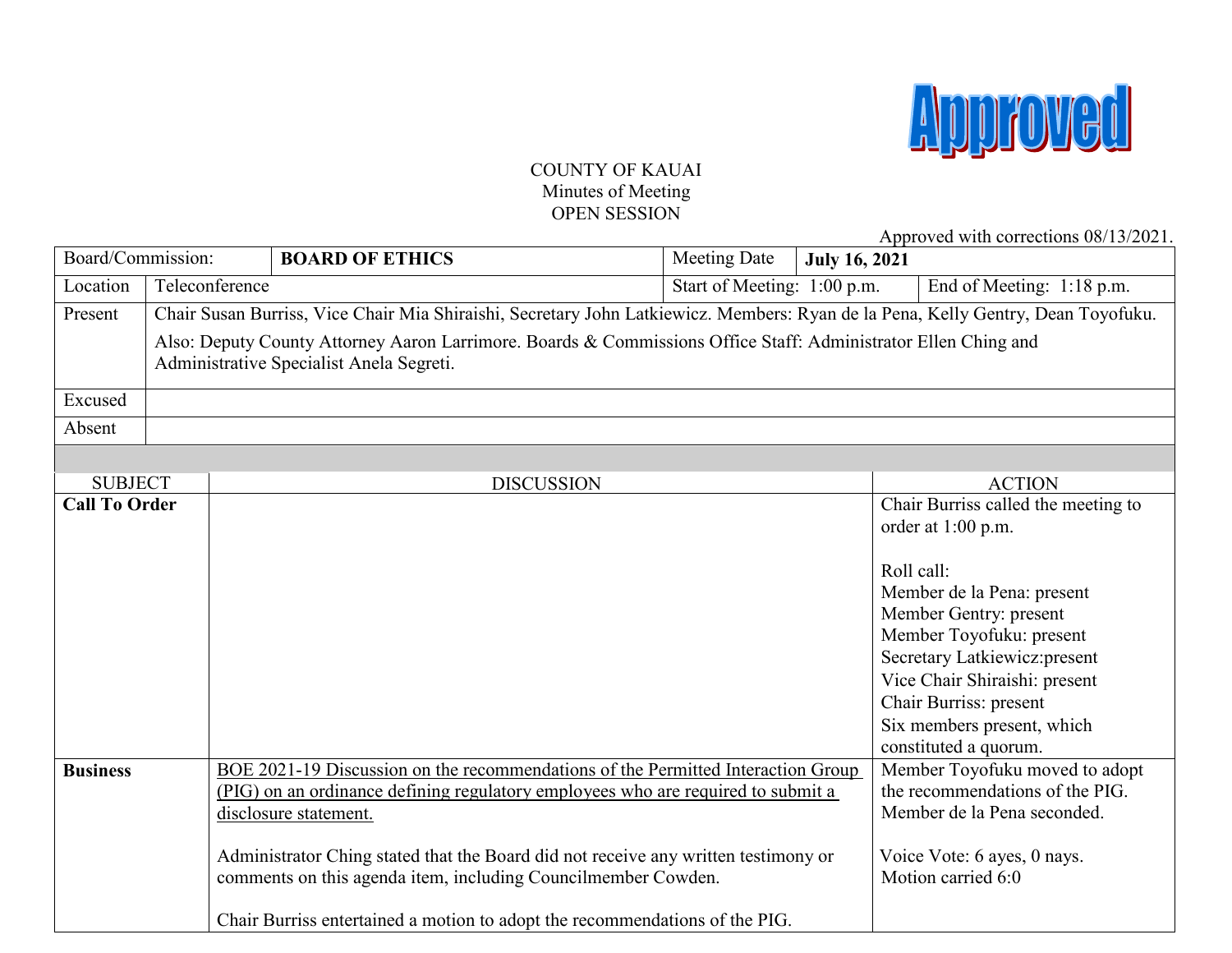Approved

COUNTY OF KAUAI
Minutes of Meeting
OPEN SESSION

Approved with corrections 08/13/2021.

| Board/Commission: | BOARD OF ETHICS | Meeting Date | July 16, 2021 |
|---|---|---|---|
| Location | Teleconference | Start of Meeting: 1:00 p.m. | End of Meeting: 1:18 p.m. |
| Present | Chair Susan Burriss, Vice Chair Mia Shiraishi, Secretary John Latkiewicz. Members: Ryan de la Pena, Kelly Gentry, Dean Toyofuku.<br><br>Also: Deputy County Attorney Aaron Larrimore. Boards & Commissions Office Staff: Administrator Ellen Ching and Administrative Specialist Anela Segreti. | | |
| Excused | | | |
| Absent | | | |

| SUBJECT | DISCUSSION | ACTION |
|---|---|---|
| **Call To Order** | | Chair Burriss called the meeting to order at 1:00 p.m.<br><br>Roll call:<br>Member de la Pena: present<br>Member Gentry: present<br>Member Toyofuku: present<br>Secretary Latkiewicz:present<br>Vice Chair Shiraishi: present<br>Chair Burriss: present<br>Six members present, which constituted a quorum. |
| **Business** | <u>BOE 2021-19 Discussion on the recommendations of the Permitted Interaction Group (PIG) on an ordinance defining regulatory employees who are required to submit a disclosure statement.</u><br><br>Administrator Ching stated that the Board did not receive any written testimony or comments on this agenda item, including Councilmember Cowden.<br><br>Chair Burriss entertained a motion to adopt the recommendations of the PIG. | Member Toyofuku moved to adopt the recommendations of the PIG. Member de la Pena seconded.<br><br>Voice Vote: 6 ayes, 0 nays. Motion carried 6:0 |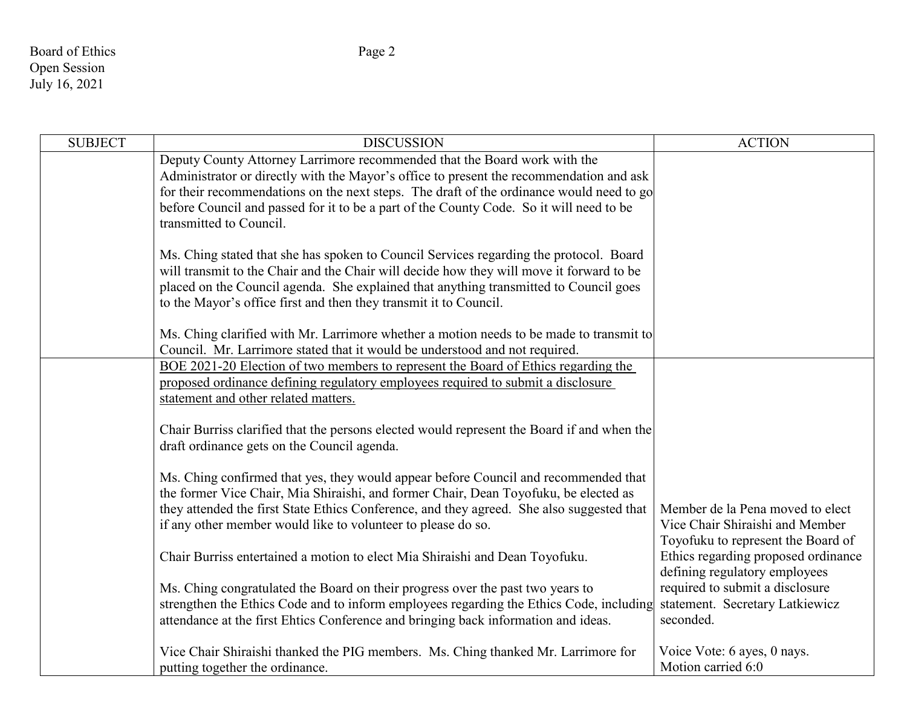| SUBJECT | DISCUSSION | ACTION |
|---|---|---|
| | Deputy County Attorney Larrimore recommended that the Board work with the Administrator or directly with the Mayor's office to present the recommendation and ask for their recommendations on the next steps. The draft of the ordinance would need to go before Council and passed for it to be a part of the County Code. So it will need to be transmitted to Council.<br><br>Ms. Ching stated that she has spoken to Council Services regarding the protocol. Board will transmit to the Chair and the Chair will decide how they will move it forward to be placed on the Council agenda. She explained that anything transmitted to Council goes to the Mayor's office first and then they transmit it to Council.<br><br>Ms. Ching clarified with Mr. Larrimore whether a motion needs to be made to transmit to Council. Mr. Larrimore stated that it would be understood and not required. | |
| | <u>BOE 2021-20 Election of two members to represent the Board of Ethics regarding the proposed ordinance defining regulatory employees required to submit a disclosure statement and other related matters.</u><br><br>Chair Burriss clarified that the persons elected would represent the Board if and when the draft ordinance gets on the Council agenda.<br><br>Ms. Ching confirmed that yes, they would appear before Council and recommended that the former Vice Chair, Mia Shiraishi, and former Chair, Dean Toyofuku, be elected as they attended the first State Ethics Conference, and they agreed. She also suggested that if any other member would like to volunteer to please do so.<br><br>Chair Burriss entertained a motion to elect Mia Shiraishi and Dean Toyofuku.<br><br>Ms. Ching congratulated the Board on their progress over the past two years to strengthen the Ethics Code and to inform employees regarding the Ethics Code, including attendance at the first Ehtics Conference and bringing back information and ideas.<br><br>Vice Chair Shiraishi thanked the PIG members. Ms. Ching thanked Mr. Larrimore for putting together the ordinance. | Member de la Pena moved to elect Vice Chair Shiraishi and Member Toyofuku to represent the Board of Ethics regarding proposed ordinance defining regulatory employees required to submit a disclosure statement. Secretary Latkiewicz seconded.<br><br>Voice Vote: 6 ayes, 0 nays.<br>Motion carried 6:0 |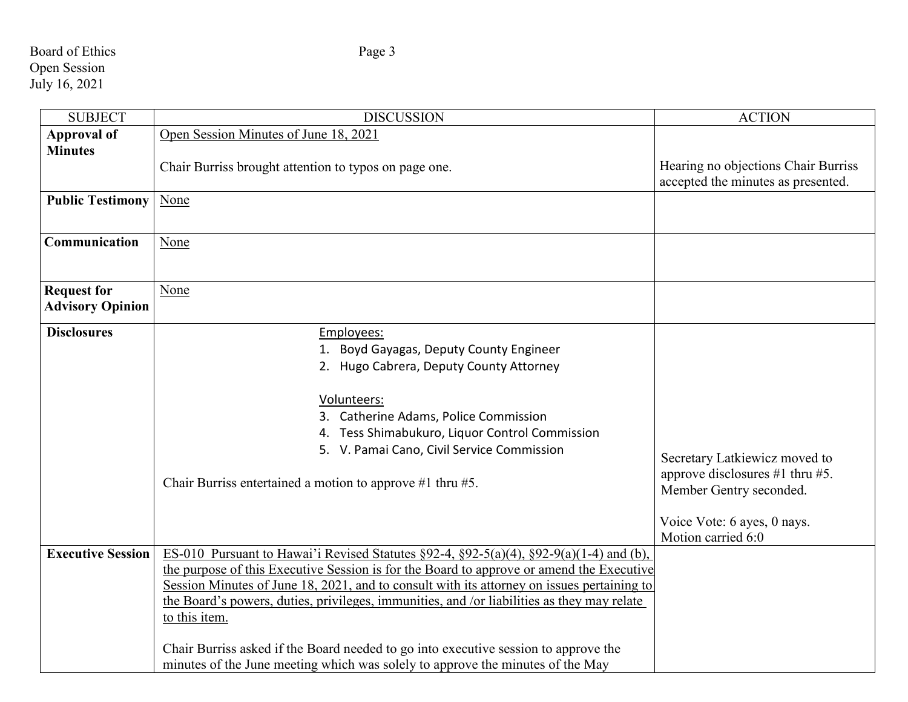Board of Ethics
Open Session
July 16, 2021

| SUBJECT | DISCUSSION | ACTION |
|---|---|---|
| **Approval of Minutes** | Open Session Minutes of June 18, 2021<br><br>Chair Burriss brought attention to typos on page one. | Hearing no objections Chair Burriss accepted the minutes as presented. |
| **Public Testimony** | None | |
| **Communication** | None | |
| **Request for Advisory Opinion** | None | |
| **Disclosures** | Employees:<br>1. Boyd Gayagas, Deputy County Engineer<br>2. Hugo Cabrera, Deputy County Attorney<br><br>Volunteers:<br>3. Catherine Adams, Police Commission<br>4. Tess Shimabukuro, Liquor Control Commission<br>5. V. Pamai Cano, Civil Service Commission<br><br>Chair Burriss entertained a motion to approve #1 thru #5. | Secretary Latkiewicz moved to approve disclosures #1 thru #5. Member Gentry seconded.<br><br>Voice Vote: 6 ayes, 0 nays. Motion carried 6:0 |
| **Executive Session** | ES-010 Pursuant to Hawai'i Revised Statutes §92-4, §92-5(a)(4), §92-9(a)(1-4) and (b), the purpose of this Executive Session is for the Board to approve or amend the Executive Session Minutes of June 18, 2021, and to consult with its attorney on issues pertaining to the Board's powers, duties, privileges, immunities, and /or liabilities as they may relate to this item.<br><br>Chair Burriss asked if the Board needed to go into executive session to approve the minutes of the June meeting which was solely to approve the minutes of the May | |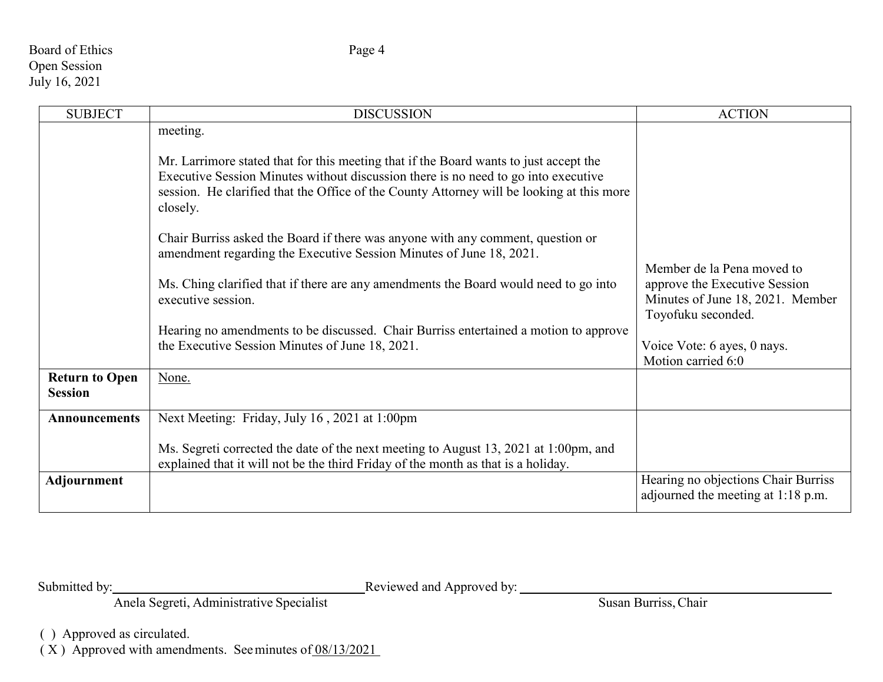| SUBJECT | DISCUSSION | ACTION |
|---|---|---|
| | meeting.<br><br>Mr. Larrimore stated that for this meeting that if the Board wants to just accept the Executive Session Minutes without discussion there is no need to go into executive session. He clarified that the Office of the County Attorney will be looking at this more closely.<br><br>Chair Burriss asked the Board if there was anyone with any comment, question or amendment regarding the Executive Session Minutes of June 18, 2021.<br><br>Ms. Ching clarified that if there are any amendments the Board would need to go into executive session.<br><br>Hearing no amendments to be discussed. Chair Burriss entertained a motion to approve the Executive Session Minutes of June 18, 2021. | Member de la Pena moved to approve the Executive Session Minutes of June 18, 2021. Member Toyofuku seconded.<br><br>Voice Vote: 6 ayes, 0 nays.<br>Motion carried 6:0 |
| **Return to Open Session** | None. | |
| **Announcements** | Next Meeting: Friday, July 16 , 2021 at 1:00pm<br><br>Ms. Segreti corrected the date of the next meeting to August 13, 2021 at 1:00pm, and explained that it will not be the third Friday of the month as that is a holiday. | |
| **Adjournment** | | Hearing no objections Chair Burriss adjourned the meeting at 1:18 p.m. |

Submitted by: ______________________________ Reviewed and Approved by: ______________________________

Anela Segreti, Administrative Specialist — Susan Burriss, Chair

( ) Approved as circulated.
( X ) Approved with amendments. See minutes of 08/13/2021